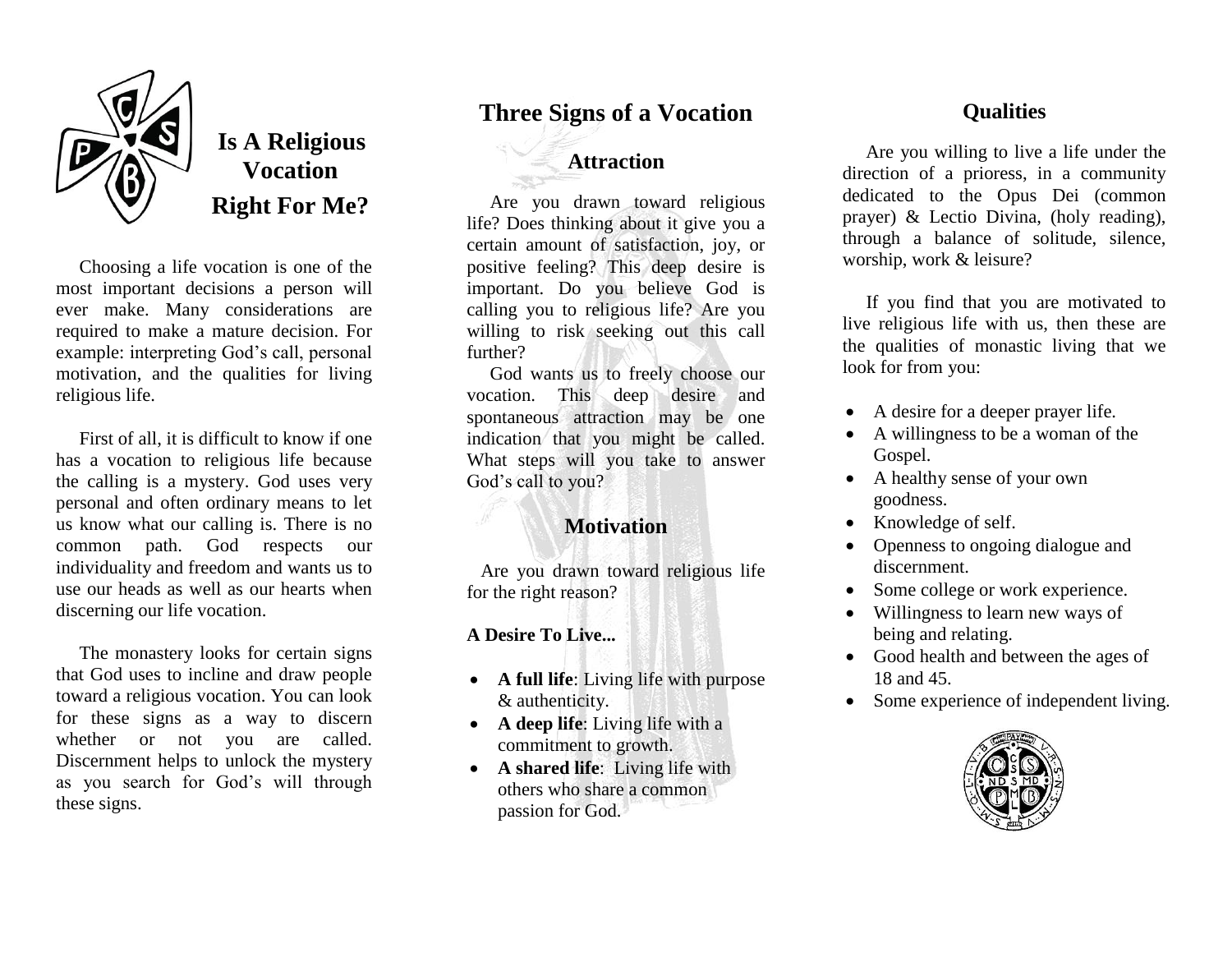# Is A Religious Vocation Right For Me?

Choosing a life vocation is one of the most important decisions a person will ever make. Many considerations are required to make a mature decision. For example: interpreting God's call, personal motivation, and the qualities for living religious life.

First of all, it is difficult to know if one has a vocation to religious life because the calling is a mystery. God uses very personal and often ordinary means to let us know what our calling is. There is no common path. God respects our individuality and freedom and wants us to use our heads as well as our hearts when discerning our life vocation.

The monastery looks for certain signs that God uses to incline and draw people toward a religious vocation. You can look for these signs as a way to discern whether or not you are called. Discernment helps to unlock the mystery as you search for God's will through these signs.

# Three Signs of a Vocation

## Attraction

Are you drawn toward religious life? Does thinking about it give you a certain amount of satisfaction, joy, or positive feeling? This deep desire is important. Do you believe God is calling you to religious life? Are you willing to risk seeking out this call further?

God wants us to freely choose our vocation. This deep desire and spontaneous attraction may be one indication that you might be called. What steps will you take to answer God's call to you?

## Motivation

Are you drawn toward religious life for the right reason?

**A Desire To Live...**

- **A full life**: Living life with purpose & authenticity.
- **A deep life**: Living life with a commitment to growth.
- **A shared life**: Living life with others who share a common passion for God.

## Qualities

Are you willing to live a life under the direction of a prioress, in a community dedicated to the Opus Dei (common prayer) & Lectio Divina, (holy reading), through a balance of solitude, silence, worship, work & leisure?

If you find that you are motivated to live religious life with us, then these are the qualities of monastic living that we look for from you:

- A desire for a deeper prayer life.
- A willingness to be a woman of the Gospel.
- A healthy sense of your own goodness.
- Knowledge of self.
- Openness to ongoing dialogue and discernment.
- Some college or work experience.
- Willingness to learn new ways of being and relating.
- Good health and between the ages of 18 and 45.
- Some experience of independent living.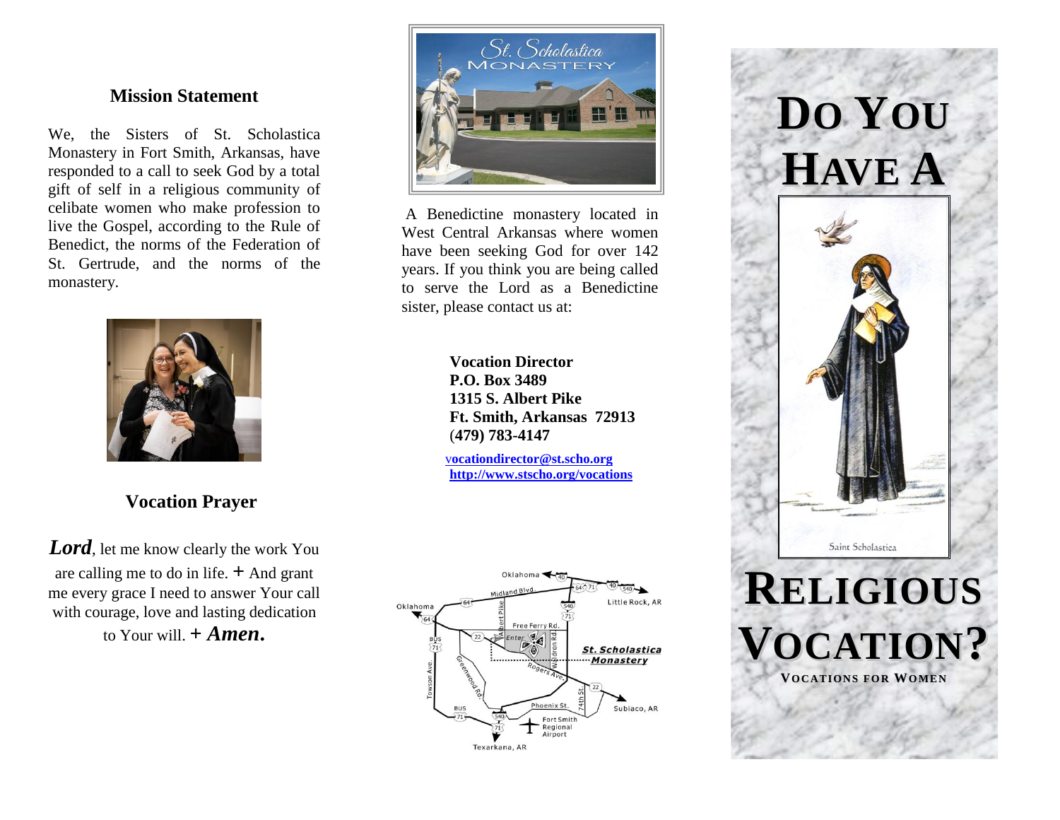## Mission Statement

We, the Sisters of St. Scholastica Monastery in Fort Smith, Arkansas, have responded to a call to seek God by a total gift of self in a religious community of celibate women who make profession to live the Gospel, according to the Rule of Benedict, the norms of the Federation of St. Gertrude, and the norms of the monastery.

## Vocation Prayer

***Lord***, let me know clearly the work You are calling me to do in life. + And grant me every grace I need to answer Your call with courage, love and lasting dedication to Your will. + ***Amen.***

St. Scholastica MONASTERY

A Benedictine monastery located in West Central Arkansas where women have been seeking God for over 142 years. If you think you are being called to serve the Lord as a Benedictine sister, please contact us at:

**Vocation Director**
**P.O. Box 3489**
**1315 S. Albert Pike**
**Ft. Smith, Arkansas 72913**
**(479) 783-4147**

**vocationdirector@st.scho.org**
**http://www.stscho.org/vocations**

Oklahoma
Midland Blvd.
Little Rock, AR
Oklahoma
Albert Pike
Free Ferry Rd.
Enter
Waldron Rd.
**St. Scholastica Monastery**
Rogers Ave.
Towson Ave.
Greenwood Rd.
74th St.
Phoenix St.
Subiaco, AR
Fort Smith Regional Airport
Texarkana, AR

# DO YOU HAVE A

Saint Scholastica

# RELIGIOUS VOCATION?

**VOCATIONS FOR WOMEN**